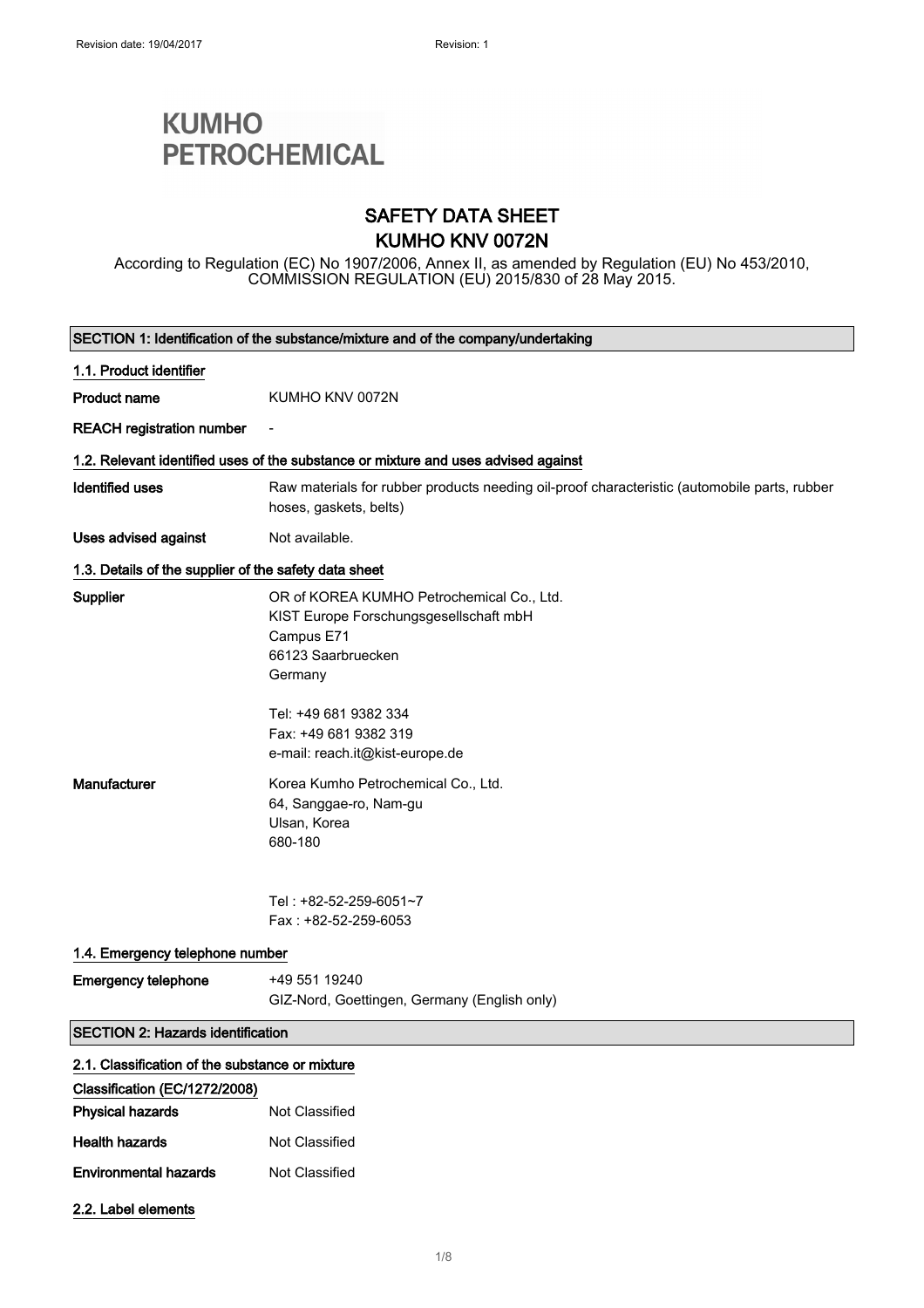Revision date: 19/04/2017 Revision: 1

**KUMHO PETROCHEMICAL**

# SAFETY DATA SHEET
# KUMHO KNV 0072N

According to Regulation (EC) No 1907/2006, Annex II, as amended by Regulation (EU) No 453/2010, COMMISSION REGULATION (EU) 2015/830 of 28 May 2015.

## SECTION 1: Identification of the substance/mixture and of the company/undertaking

### 1.1. Product identifier

**Product name** KUMHO KNV 0072N

**REACH registration number** -

### 1.2. Relevant identified uses of the substance or mixture and uses advised against

**Identified uses** Raw materials for rubber products needing oil-proof characteristic (automobile parts, rubber hoses, gaskets, belts)

**Uses advised against** Not available.

### 1.3. Details of the supplier of the safety data sheet

**Supplier**
OR of KOREA KUMHO Petrochemical Co., Ltd.
KIST Europe Forschungsgesellschaft mbH
Campus E71
66123 Saarbruecken
Germany

Tel: +49 681 9382 334
Fax: +49 681 9382 319
e-mail: reach.it@kist-europe.de

**Manufacturer**
Korea Kumho Petrochemical Co., Ltd.
64, Sanggae-ro, Nam-gu
Ulsan, Korea
680-180

Tel : +82-52-259-6051~7
Fax : +82-52-259-6053

### 1.4. Emergency telephone number

**Emergency telephone** +49 551 19240
GIZ-Nord, Goettingen, Germany (English only)

## SECTION 2: Hazards identification

### 2.1. Classification of the substance or mixture

**Classification (EC/1272/2008)**

**Physical hazards** Not Classified

**Health hazards** Not Classified

**Environmental hazards** Not Classified

### 2.2. Label elements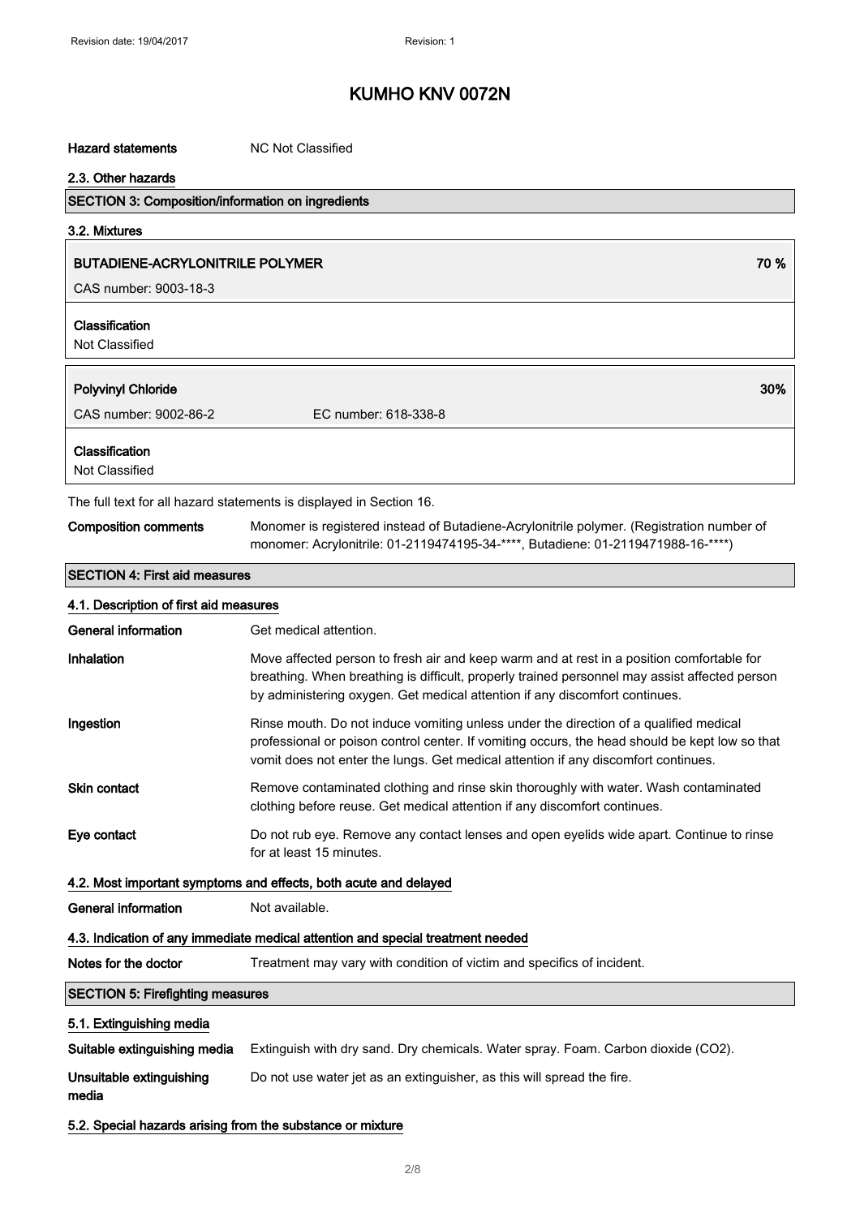# KUMHO KNV 0072N

**Hazard statements** NC Not Classified

### 2.3. Other hazards

## SECTION 3: Composition/information on ingredients

### 3.2. Mixtures

**BUTADIENE-ACRYLONITRILE POLYMER** 70 %

CAS number: 9003-18-3

**Classification**
Not Classified

**Polyvinyl Chloride** 30%

CAS number: 9002-86-2 EC number: 618-338-8

**Classification**
Not Classified

The full text for all hazard statements is displayed in Section 16.

**Composition comments** Monomer is registered instead of Butadiene-Acrylonitrile polymer. (Registration number of monomer: Acrylonitrile: 01-2119474195-34-****, Butadiene: 01-2119471988-16-****)

## SECTION 4: First aid measures

### 4.1. Description of first aid measures

**General information** Get medical attention.

**Inhalation** Move affected person to fresh air and keep warm and at rest in a position comfortable for breathing. When breathing is difficult, properly trained personnel may assist affected person by administering oxygen. Get medical attention if any discomfort continues.

**Ingestion** Rinse mouth. Do not induce vomiting unless under the direction of a qualified medical professional or poison control center. If vomiting occurs, the head should be kept low so that vomit does not enter the lungs. Get medical attention if any discomfort continues.

**Skin contact** Remove contaminated clothing and rinse skin thoroughly with water. Wash contaminated clothing before reuse. Get medical attention if any discomfort continues.

**Eye contact** Do not rub eye. Remove any contact lenses and open eyelids wide apart. Continue to rinse for at least 15 minutes.

### 4.2. Most important symptoms and effects, both acute and delayed

**General information** Not available.

### 4.3. Indication of any immediate medical attention and special treatment needed

**Notes for the doctor** Treatment may vary with condition of victim and specifics of incident.

## SECTION 5: Firefighting measures

### 5.1. Extinguishing media

**Suitable extinguishing media** Extinguish with dry sand. Dry chemicals. Water spray. Foam. Carbon dioxide ($CO_2$).

**Unsuitable extinguishing media** Do not use water jet as an extinguisher, as this will spread the fire.

### 5.2. Special hazards arising from the substance or mixture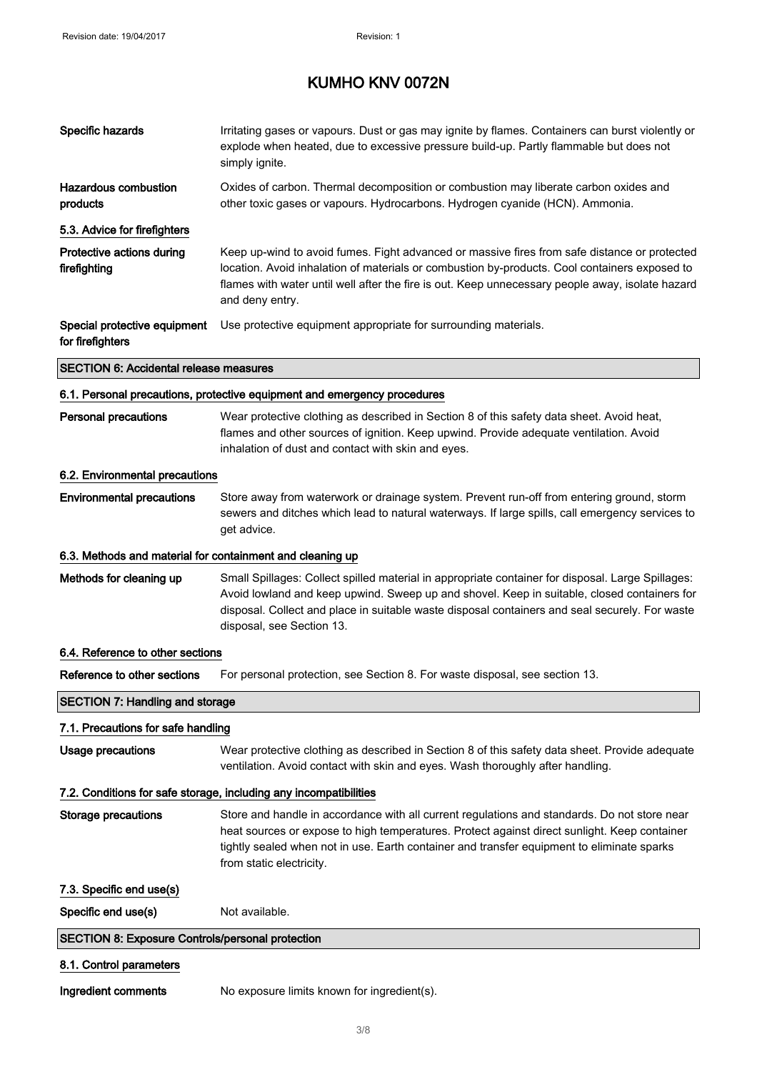| | |
|---|---|
| **Specific hazards** | Irritating gases or vapours. Dust or gas may ignite by flames. Containers can burst violently or explode when heated, due to excessive pressure build-up. Partly flammable but does not simply ignite. |
| **Hazardous combustion products** | Oxides of carbon. Thermal decomposition or combustion may liberate carbon oxides and other toxic gases or vapours. Hydrocarbons. Hydrogen cyanide (HCN). Ammonia. |

### 5.3. Advice for firefighters

| | |
|---|---|
| **Protective actions during firefighting** | Keep up-wind to avoid fumes. Fight advanced or massive fires from safe distance or protected location. Avoid inhalation of materials or combustion by-products. Cool containers exposed to flames with water until well after the fire is out. Keep unnecessary people away, isolate hazard and deny entry. |
| **Special protective equipment for firefighters** | Use protective equipment appropriate for surrounding materials. |

## SECTION 6: Accidental release measures

### 6.1. Personal precautions, protective equipment and emergency procedures

| | |
|---|---|
| **Personal precautions** | Wear protective clothing as described in Section 8 of this safety data sheet. Avoid heat, flames and other sources of ignition. Keep upwind. Provide adequate ventilation. Avoid inhalation of dust and contact with skin and eyes. |

### 6.2. Environmental precautions

| | |
|---|---|
| **Environmental precautions** | Store away from waterwork or drainage system. Prevent run-off from entering ground, storm sewers and ditches which lead to natural waterways. If large spills, call emergency services to get advice. |

### 6.3. Methods and material for containment and cleaning up

| | |
|---|---|
| **Methods for cleaning up** | Small Spillages: Collect spilled material in appropriate container for disposal. Large Spillages: Avoid lowland and keep upwind. Sweep up and shovel. Keep in suitable, closed containers for disposal. Collect and place in suitable waste disposal containers and seal securely. For waste disposal, see Section 13. |

### 6.4. Reference to other sections

| | |
|---|---|
| **Reference to other sections** | For personal protection, see Section 8. For waste disposal, see section 13. |

## SECTION 7: Handling and storage

### 7.1. Precautions for safe handling

| | |
|---|---|
| **Usage precautions** | Wear protective clothing as described in Section 8 of this safety data sheet. Provide adequate ventilation. Avoid contact with skin and eyes. Wash thoroughly after handling. |

### 7.2. Conditions for safe storage, including any incompatibilities

| | |
|---|---|
| **Storage precautions** | Store and handle in accordance with all current regulations and standards. Do not store near heat sources or expose to high temperatures. Protect against direct sunlight. Keep container tightly sealed when not in use. Earth container and transfer equipment to eliminate sparks from static electricity. |

### 7.3. Specific end use(s)

| | |
|---|---|
| **Specific end use(s)** | Not available. |

## SECTION 8: Exposure Controls/personal protection

### 8.1. Control parameters

| | |
|---|---|
| **Ingredient comments** | No exposure limits known for ingredient(s). |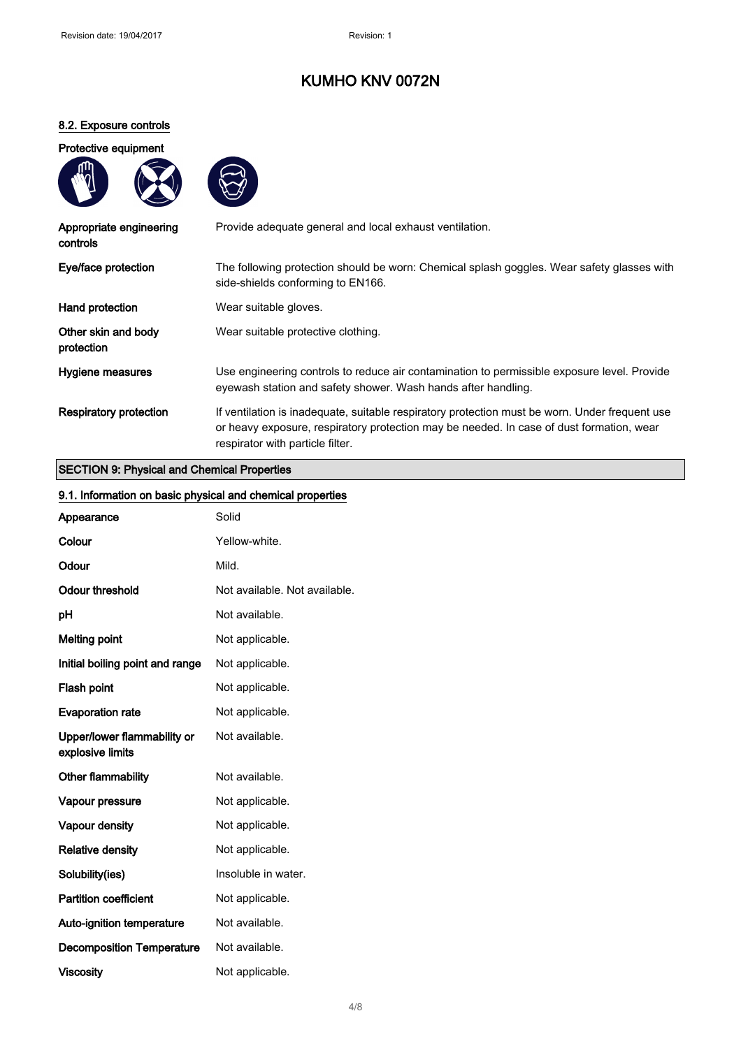# KUMHO KNV 0072N

### 8.2. Exposure controls

**Protective equipment**

| | |
|---|---|
| **Appropriate engineering controls** | Provide adequate general and local exhaust ventilation. |
| **Eye/face protection** | The following protection should be worn: Chemical splash goggles. Wear safety glasses with side-shields conforming to EN166. |
| **Hand protection** | Wear suitable gloves. |
| **Other skin and body protection** | Wear suitable protective clothing. |
| **Hygiene measures** | Use engineering controls to reduce air contamination to permissible exposure level. Provide eyewash station and safety shower. Wash hands after handling. |
| **Respiratory protection** | If ventilation is inadequate, suitable respiratory protection must be worn. Under frequent use or heavy exposure, respiratory protection may be needed. In case of dust formation, wear respirator with particle filter. |

## SECTION 9: Physical and Chemical Properties

### 9.1. Information on basic physical and chemical properties

| | |
|---|---|
| **Appearance** | Solid |
| **Colour** | Yellow-white. |
| **Odour** | Mild. |
| **Odour threshold** | Not available. Not available. |
| **pH** | Not available. |
| **Melting point** | Not applicable. |
| **Initial boiling point and range** | Not applicable. |
| **Flash point** | Not applicable. |
| **Evaporation rate** | Not applicable. |
| **Upper/lower flammability or explosive limits** | Not available. |
| **Other flammability** | Not available. |
| **Vapour pressure** | Not applicable. |
| **Vapour density** | Not applicable. |
| **Relative density** | Not applicable. |
| **Solubility(ies)** | Insoluble in water. |
| **Partition coefficient** | Not applicable. |
| **Auto-ignition temperature** | Not available. |
| **Decomposition Temperature** | Not available. |
| **Viscosity** | Not applicable. |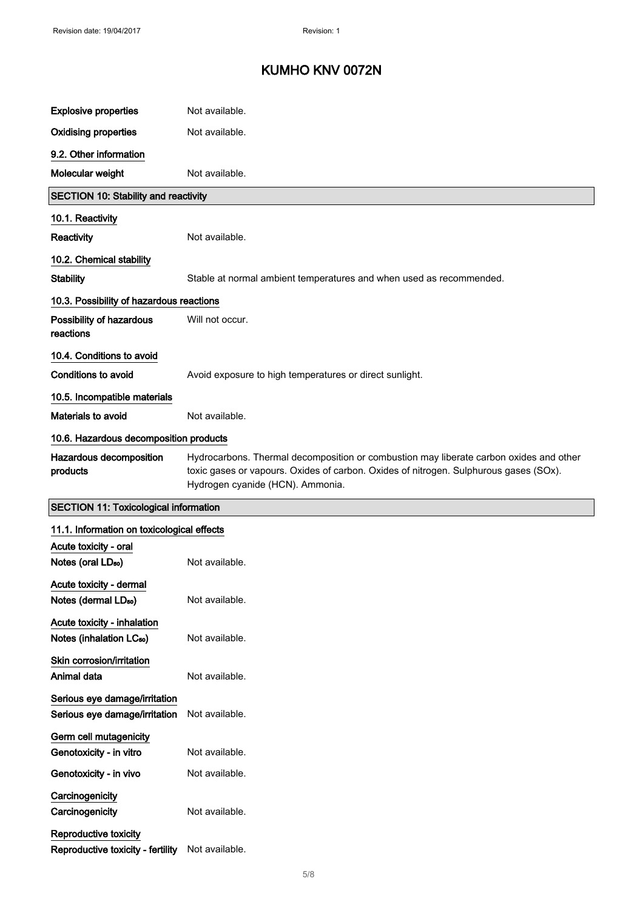| | |
|---|---|
| **Explosive properties** | Not available. |
| **Oxidising properties** | Not available. |

### 9.2. Other information

| | |
|---|---|
| **Molecular weight** | Not available. |

## SECTION 10: Stability and reactivity

### 10.1. Reactivity

| | |
|---|---|
| **Reactivity** | Not available. |

### 10.2. Chemical stability

| | |
|---|---|
| **Stability** | Stable at normal ambient temperatures and when used as recommended. |

### 10.3. Possibility of hazardous reactions

| | |
|---|---|
| **Possibility of hazardous reactions** | Will not occur. |

### 10.4. Conditions to avoid

| | |
|---|---|
| **Conditions to avoid** | Avoid exposure to high temperatures or direct sunlight. |

### 10.5. Incompatible materials

| | |
|---|---|
| **Materials to avoid** | Not available. |

### 10.6. Hazardous decomposition products

| | |
|---|---|
| **Hazardous decomposition products** | Hydrocarbons. Thermal decomposition or combustion may liberate carbon oxides and other toxic gases or vapours. Oxides of carbon. Oxides of nitrogen. Sulphurous gases (SOx). Hydrogen cyanide (HCN). Ammonia. |

## SECTION 11: Toxicological information

### 11.1. Information on toxicological effects

**Acute toxicity - oral**

| | |
|---|---|
| **Notes (oral $LD_{50}$)** | Not available. |

**Acute toxicity - dermal**

| | |
|---|---|
| **Notes (dermal $LD_{50}$)** | Not available. |

**Acute toxicity - inhalation**

| | |
|---|---|
| **Notes (inhalation $LC_{50}$)** | Not available. |

**Skin corrosion/irritation**

| | |
|---|---|
| **Animal data** | Not available. |

**Serious eye damage/irritation**

| | |
|---|---|
| **Serious eye damage/irritation** | Not available. |

**Germ cell mutagenicity**

| | |
|---|---|
| **Genotoxicity - in vitro** | Not available. |
| **Genotoxicity - in vivo** | Not available. |

**Carcinogenicity**

| | |
|---|---|
| **Carcinogenicity** | Not available. |

**Reproductive toxicity**

| | |
|---|---|
| **Reproductive toxicity - fertility** | Not available. |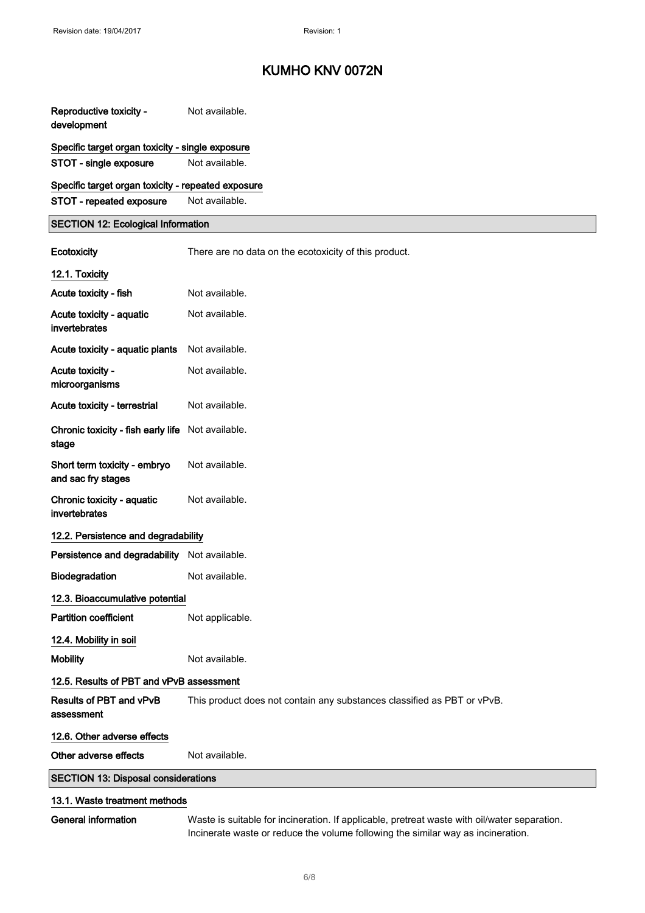# KUMHO KNV 0072N

| | |
|---|---|
| **Reproductive toxicity - development** | Not available. |

**Specific target organ toxicity - single exposure**

| | |
|---|---|
| **STOT - single exposure** | Not available. |

**Specific target organ toxicity - repeated exposure**

| | |
|---|---|
| **STOT - repeated exposure** | Not available. |

## SECTION 12: Ecological Information

| | |
|---|---|
| **Ecotoxicity** | There are no data on the ecotoxicity of this product. |

### 12.1. Toxicity

| | |
|---|---|
| **Acute toxicity - fish** | Not available. |
| **Acute toxicity - aquatic invertebrates** | Not available. |
| **Acute toxicity - aquatic plants** | Not available. |
| **Acute toxicity - microorganisms** | Not available. |
| **Acute toxicity - terrestrial** | Not available. |
| **Chronic toxicity - fish early life stage** | Not available. |
| **Short term toxicity - embryo and sac fry stages** | Not available. |
| **Chronic toxicity - aquatic invertebrates** | Not available. |

### 12.2. Persistence and degradability

| | |
|---|---|
| **Persistence and degradability** | Not available. |
| **Biodegradation** | Not available. |

### 12.3. Bioaccumulative potential

| | |
|---|---|
| **Partition coefficient** | Not applicable. |

### 12.4. Mobility in soil

| | |
|---|---|
| **Mobility** | Not available. |

### 12.5. Results of PBT and vPvB assessment

| | |
|---|---|
| **Results of PBT and vPvB assessment** | This product does not contain any substances classified as PBT or vPvB. |

### 12.6. Other adverse effects

| | |
|---|---|
| **Other adverse effects** | Not available. |

## SECTION 13: Disposal considerations

### 13.1. Waste treatment methods

| | |
|---|---|
| **General information** | Waste is suitable for incineration. If applicable, pretreat waste with oil/water separation. Incinerate waste or reduce the volume following the similar way as incineration. |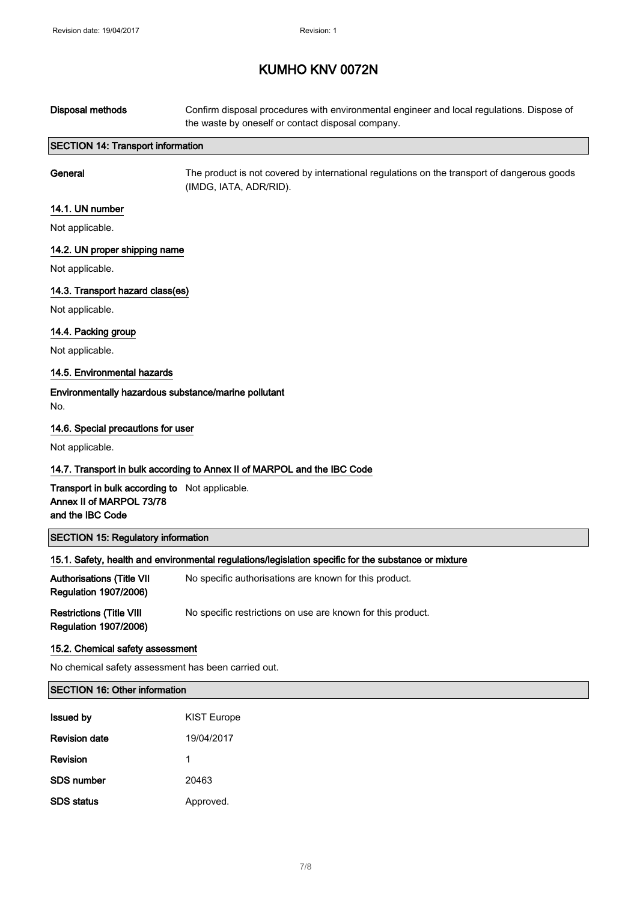# KUMHO KNV 0072N

| | |
|---|---|
| **Disposal methods** | Confirm disposal procedures with environmental engineer and local regulations. Dispose of the waste by oneself or contact disposal company. |

## SECTION 14: Transport information

| | |
|---|---|
| **General** | The product is not covered by international regulations on the transport of dangerous goods (IMDG, IATA, ADR/RID). |

### 14.1. UN number

Not applicable.

### 14.2. UN proper shipping name

Not applicable.

### 14.3. Transport hazard class(es)

Not applicable.

### 14.4. Packing group

Not applicable.

### 14.5. Environmental hazards

**Environmentally hazardous substance/marine pollutant**

No.

### 14.6. Special precautions for user

Not applicable.

### 14.7. Transport in bulk according to Annex II of MARPOL and the IBC Code

| | |
|---|---|
| **Transport in bulk according to Annex II of MARPOL 73/78 and the IBC Code** | Not applicable. |

## SECTION 15: Regulatory information

### 15.1. Safety, health and environmental regulations/legislation specific for the substance or mixture

| | |
|---|---|
| **Authorisations (Title VII Regulation 1907/2006)** | No specific authorisations are known for this product. |
| **Restrictions (Title VIII Regulation 1907/2006)** | No specific restrictions on use are known for this product. |

### 15.2. Chemical safety assessment

No chemical safety assessment has been carried out.

## SECTION 16: Other information

| | |
|---|---|
| **Issued by** | KIST Europe |
| **Revision date** | 19/04/2017 |
| **Revision** | 1 |
| **SDS number** | 20463 |
| **SDS status** | Approved. |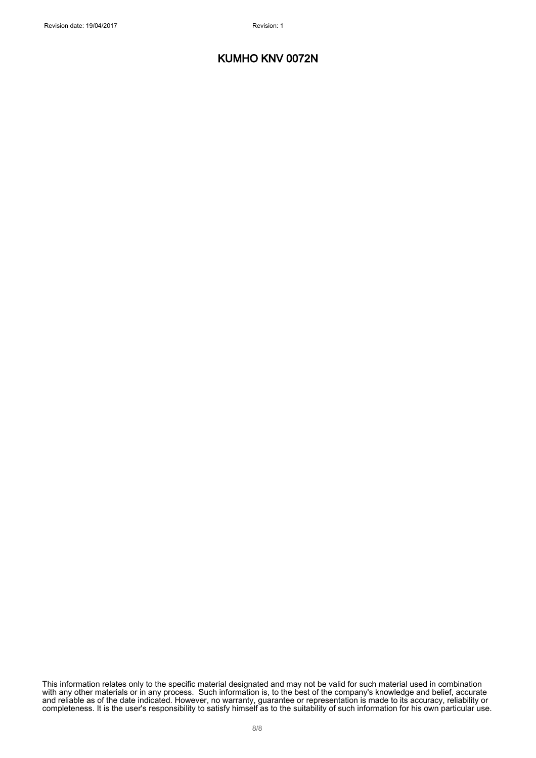This information relates only to the specific material designated and may not be valid for such material used in combination with any other materials or in any process. Such information is, to the best of the company's knowledge and belief, accurate and reliable as of the date indicated. However, no warranty, guarantee or representation is made to its accuracy, reliability or completeness. It is the user's responsibility to satisfy himself as to the suitability of such information for his own particular use.